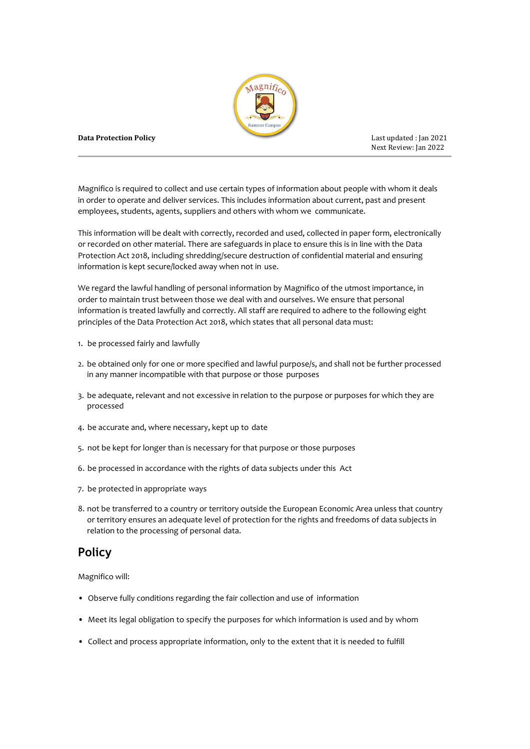**Data Protection Policy**

Last updated : Jan 2021
Next Review: Jan 2022

Magnifico is required to collect and use certain types of information about people with whom it deals in order to operate and deliver services. This includes information about current, past and present employees, students, agents, suppliers and others with whom we communicate.

This information will be dealt with correctly, recorded and used, collected in paper form, electronically or recorded on other material. There are safeguards in place to ensure this is in line with the Data Protection Act 2018, including shredding/secure destruction of confidential material and ensuring information is kept secure/locked away when not in use.

We regard the lawful handling of personal information by Magnifico of the utmost importance, in order to maintain trust between those we deal with and ourselves. We ensure that personal information is treated lawfully and correctly. All staff are required to adhere to the following eight principles of the Data Protection Act 2018, which states that all personal data must:

1. be processed fairly and lawfully
2. be obtained only for one or more specified and lawful purpose/s, and shall not be further processed in any manner incompatible with that purpose or those purposes
3. be adequate, relevant and not excessive in relation to the purpose or purposes for which they are processed
4. be accurate and, where necessary, kept up to date
5. not be kept for longer than is necessary for that purpose or those purposes
6. be processed in accordance with the rights of data subjects under this Act
7. be protected in appropriate ways
8. not be transferred to a country or territory outside the European Economic Area unless that country or territory ensures an adequate level of protection for the rights and freedoms of data subjects in relation to the processing of personal data.

## Policy

Magnifico will:

- Observe fully conditions regarding the fair collection and use of information
- Meet its legal obligation to specify the purposes for which information is used and by whom
- Collect and process appropriate information, only to the extent that it is needed to fulfill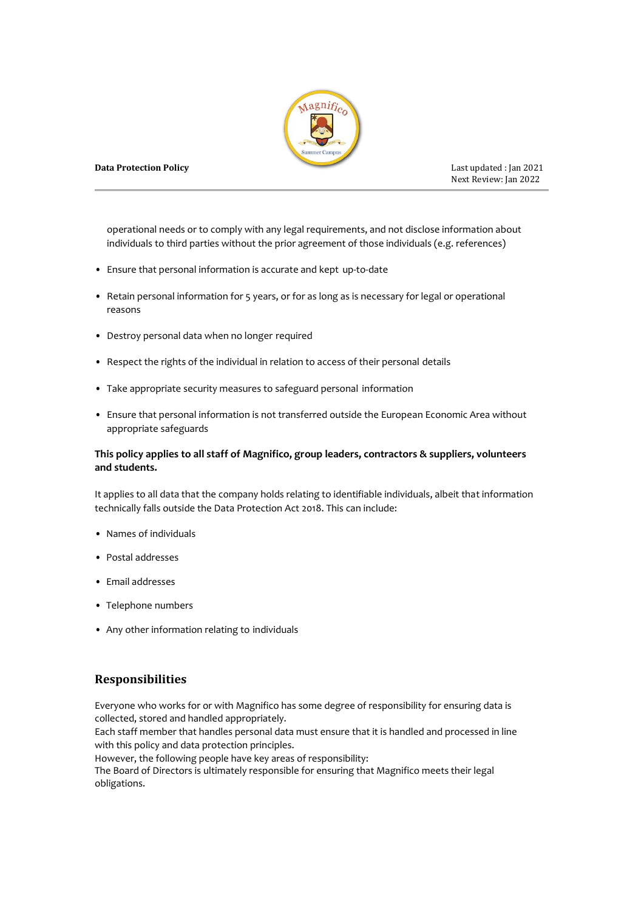operational needs or to comply with any legal requirements, and not disclose information about individuals to third parties without the prior agreement of those individuals (e.g. references)

- Ensure that personal information is accurate and kept up-to-date
- Retain personal information for 5 years, or for as long as is necessary for legal or operational reasons
- Destroy personal data when no longer required
- Respect the rights of the individual in relation to access of their personal details
- Take appropriate security measures to safeguard personal information
- Ensure that personal information is not transferred outside the European Economic Area without appropriate safeguards

**This policy applies to all staff of Magnifico, group leaders, contractors & suppliers, volunteers and students.**

It applies to all data that the company holds relating to identifiable individuals, albeit that information technically falls outside the Data Protection Act 2018. This can include:

- Names of individuals
- Postal addresses
- Email addresses
- Telephone numbers
- Any other information relating to individuals

## Responsibilities

Everyone who works for or with Magnifico has some degree of responsibility for ensuring data is collected, stored and handled appropriately.
Each staff member that handles personal data must ensure that it is handled and processed in line with this policy and data protection principles.
However, the following people have key areas of responsibility:
The Board of Directors is ultimately responsible for ensuring that Magnifico meets their legal obligations.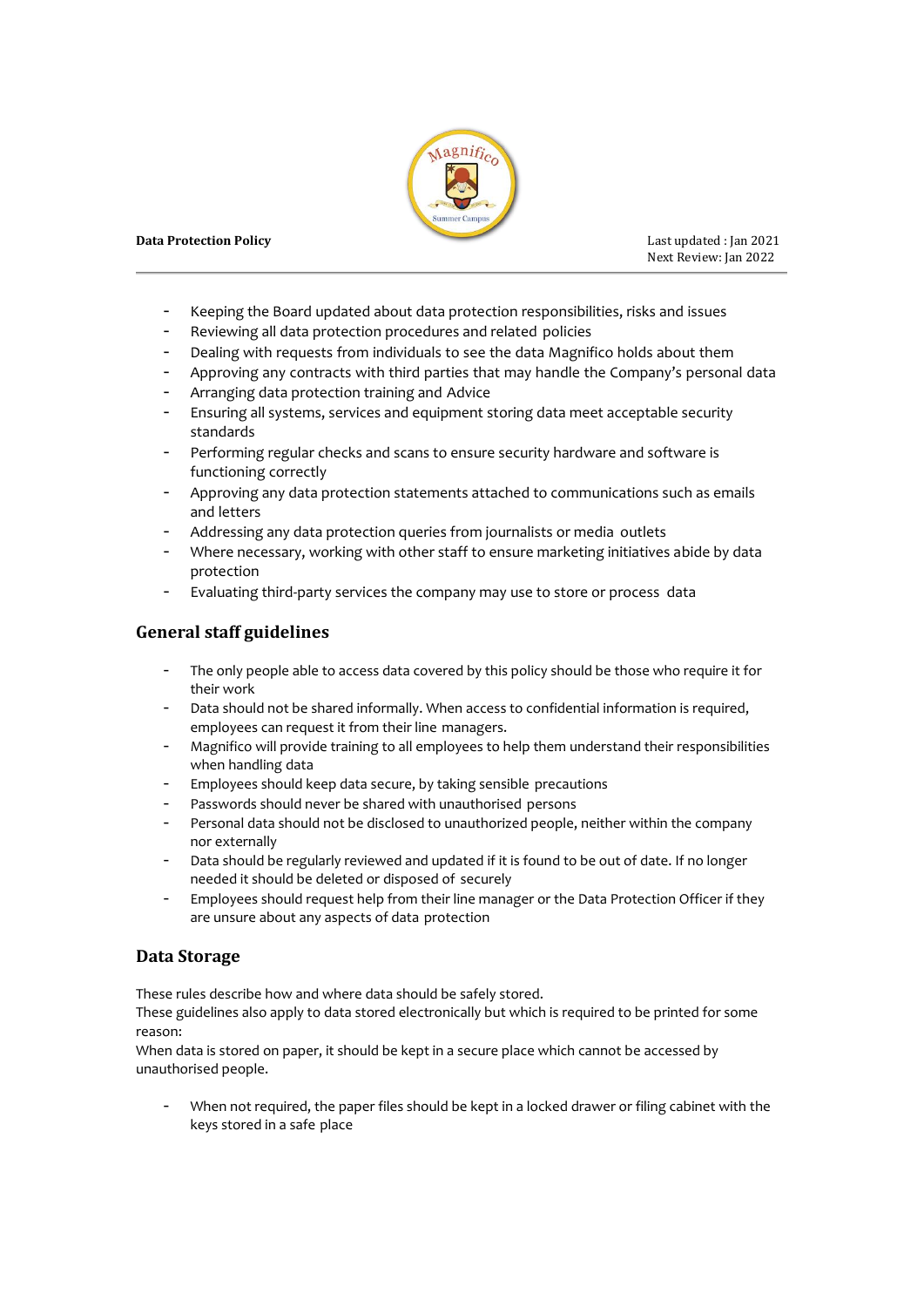- Keeping the Board updated about data protection responsibilities, risks and issues
- Reviewing all data protection procedures and related policies
- Dealing with requests from individuals to see the data Magnifico holds about them
- Approving any contracts with third parties that may handle the Company's personal data
- Arranging data protection training and Advice
- Ensuring all systems, services and equipment storing data meet acceptable security standards
- Performing regular checks and scans to ensure security hardware and software is functioning correctly
- Approving any data protection statements attached to communications such as emails and letters
- Addressing any data protection queries from journalists or media outlets
- Where necessary, working with other staff to ensure marketing initiatives abide by data protection
- Evaluating third-party services the company may use to store or process data

## General staff guidelines

- The only people able to access data covered by this policy should be those who require it for their work
- Data should not be shared informally. When access to confidential information is required, employees can request it from their line managers.
- Magnifico will provide training to all employees to help them understand their responsibilities when handling data
- Employees should keep data secure, by taking sensible precautions
- Passwords should never be shared with unauthorised persons
- Personal data should not be disclosed to unauthorized people, neither within the company nor externally
- Data should be regularly reviewed and updated if it is found to be out of date. If no longer needed it should be deleted or disposed of securely
- Employees should request help from their line manager or the Data Protection Officer if they are unsure about any aspects of data protection

## Data Storage

These rules describe how and where data should be safely stored.
These guidelines also apply to data stored electronically but which is required to be printed for some reason:
When data is stored on paper, it should be kept in a secure place which cannot be accessed by unauthorised people.

- When not required, the paper files should be kept in a locked drawer or filing cabinet with the keys stored in a safe place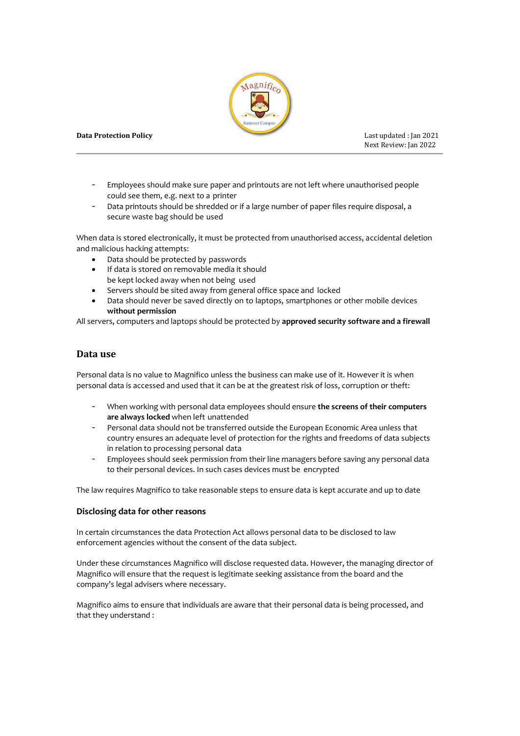- Employees should make sure paper and printouts are not left where unauthorised people could see them, e.g. next to a printer
- Data printouts should be shredded or if a large number of paper files require disposal, a secure waste bag should be used

When data is stored electronically, it must be protected from unauthorised access, accidental deletion and malicious hacking attempts:

- Data should be protected by passwords
- If data is stored on removable media it should be kept locked away when not being used
- Servers should be sited away from general office space and locked
- Data should never be saved directly on to laptops, smartphones or other mobile devices **without permission**

All servers, computers and laptops should be protected by **approved security software and a firewall**

## Data use

Personal data is no value to Magnifico unless the business can make use of it. However it is when personal data is accessed and used that it can be at the greatest risk of loss, corruption or theft:

- When working with personal data employees should ensure **the screens of their computers are always locked** when left unattended
- Personal data should not be transferred outside the European Economic Area unless that country ensures an adequate level of protection for the rights and freedoms of data subjects in relation to processing personal data
- Employees should seek permission from their line managers before saving any personal data to their personal devices. In such cases devices must be encrypted

The law requires Magnifico to take reasonable steps to ensure data is kept accurate and up to date

### Disclosing data for other reasons

In certain circumstances the data Protection Act allows personal data to be disclosed to law enforcement agencies without the consent of the data subject.

Under these circumstances Magnifico will disclose requested data. However, the managing director of Magnifico will ensure that the request is legitimate seeking assistance from the board and the company's legal advisers where necessary.

Magnifico aims to ensure that individuals are aware that their personal data is being processed, and that they understand :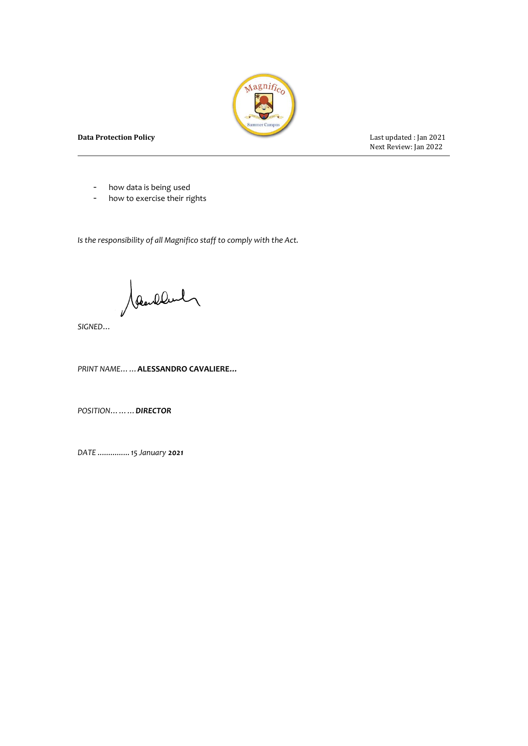- how data is being used
- how to exercise their rights

*Is the responsibility of all Magnifico staff to comply with the Act.*

*SIGNED…*

*PRINT NAME… …* **ALESSANDRO CAVALIERE…**

*POSITION… … …* ***DIRECTOR***

*DATE ............... 15 January* ***2021***